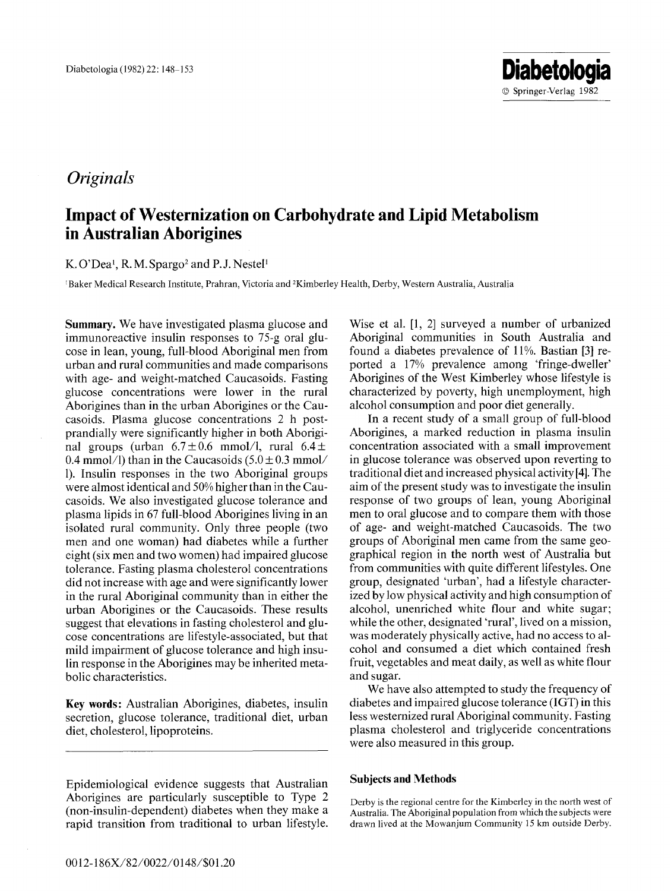*Originals*

# Impact of Westernization on Carbohydrate and Lipid Metabolism in Australian Aborigines

K. O'Dea[1], R. M. Spargo[2] and P. J. Nestel[1]

[1]Baker Medical Research Institute, Prahran, Victoria and [2]Kimberley Health, Derby, Western Australia, Australia

**Summary.** We have investigated plasma glucose and immunoreactive insulin responses to 75-g oral glucose in lean, young, full-blood Aboriginal men from urban and rural communities and made comparisons with age- and weight-matched Caucasoids. Fasting glucose concentrations were lower in the rural Aborigines than in the urban Aborigines or the Caucasoids. Plasma glucose concentrations 2 h postprandially were significantly higher in both Aboriginal groups (urban $6.7 \pm 0.6$ mmol/l, rural $6.4 \pm 0.4$ mmol/l) than in the Caucasoids ($5.0 \pm 0.3$ mmol/l). Insulin responses in the two Aboriginal groups were almost identical and 50% higher than in the Caucasoids. We also investigated glucose tolerance and plasma lipids in 67 full-blood Aborigines living in an isolated rural community. Only three people (two men and one woman) had diabetes while a further eight (six men and two women) had impaired glucose tolerance. Fasting plasma cholesterol concentrations did not increase with age and were significantly lower in the rural Aboriginal community than in either the urban Aborigines or the Caucasoids. These results suggest that elevations in fasting cholesterol and glucose concentrations are lifestyle-associated, but that mild impairment of glucose tolerance and high insulin response in the Aborigines may be inherited metabolic characteristics.

**Key words:** Australian Aborigines, diabetes, insulin secretion, glucose tolerance, traditional diet, urban diet, cholesterol, lipoproteins.

---

Epidemiological evidence suggests that Australian Aborigines are particularly susceptible to Type 2 (non-insulin-dependent) diabetes when they make a rapid transition from traditional to urban lifestyle. Wise et al. [1, 2] surveyed a number of urbanized Aboriginal communities in South Australia and found a diabetes prevalence of 11%. Bastian [3] reported a 17% prevalence among 'fringe-dweller' Aborigines of the West Kimberley whose lifestyle is characterized by poverty, high unemployment, high alcohol consumption and poor diet generally.

In a recent study of a small group of full-blood Aborigines, a marked reduction in plasma insulin concentration associated with a small improvement in glucose tolerance was observed upon reverting to traditional diet and increased physical activity [4]. The aim of the present study was to investigate the insulin response of two groups of lean, young Aboriginal men to oral glucose and to compare them with those of age- and weight-matched Caucasoids. The two groups of Aboriginal men came from the same geographical region in the north west of Australia but from communities with quite different lifestyles. One group, designated 'urban', had a lifestyle characterized by low physical activity and high consumption of alcohol, unenriched white flour and white sugar; while the other, designated 'rural', lived on a mission, was moderately physically active, had no access to alcohol and consumed a diet which contained fresh fruit, vegetables and meat daily, as well as white flour and sugar.

We have also attempted to study the frequency of diabetes and impaired glucose tolerance (IGT) in this less westernized rural Aboriginal community. Fasting plasma cholesterol and triglyceride concentrations were also measured in this group.

## Subjects and Methods

Derby is the regional centre for the Kimberley in the north west of Australia. The Aboriginal population from which the subjects were drawn lived at the Mowanjum Community 15 km outside Derby.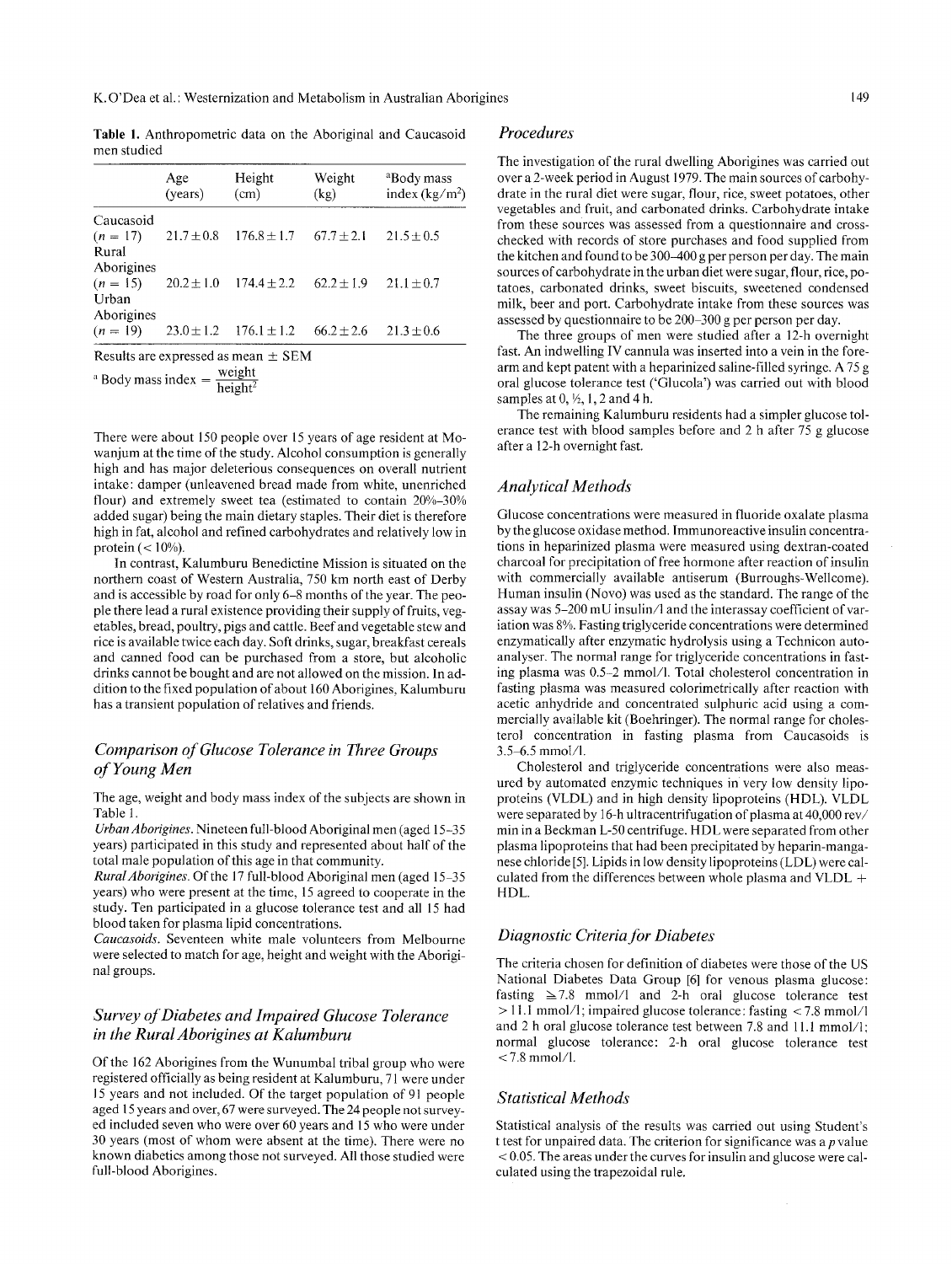**Table 1.** Anthropometric data on the Aboriginal and Caucasoid men studied

| | Age (years) | Height (cm) | Weight (kg) | [a]Body mass index (kg/m$^2$) |
|---|---|---|---|---|
| Caucasoid ($n$ = 17) | 21.7 ± 0.8 | 176.8 ± 1.7 | 67.7 ± 2.1 | 21.5 ± 0.5 |
| Rural Aborigines ($n$ = 15) | 20.2 ± 1.0 | 174.4 ± 2.2 | 62.2 ± 1.9 | 21.1 ± 0.7 |
| Urban Aborigines ($n$ = 19) | 23.0 ± 1.2 | 176.1 ± 1.2 | 66.2 ± 2.6 | 21.3 ± 0.6 |

Results are expressed as mean ± SEM

[a] Body mass index = $\frac{\text{weight}}{\text{height}^2}$

There were about 150 people over 15 years of age resident at Mowanjum at the time of the study. Alcohol consumption is generally high and has major deleterious consequences on overall nutrient intake: damper (unleavened bread made from white, unenriched flour) and extremely sweet tea (estimated to contain 20%–30% added sugar) being the main dietary staples. Their diet is therefore high in fat, alcohol and refined carbohydrates and relatively low in protein (< 10%).

In contrast, Kalumburu Benedictine Mission is situated on the northern coast of Western Australia, 750 km north east of Derby and is accessible by road for only 6–8 months of the year. The people there lead a rural existence providing their supply of fruits, vegetables, bread, poultry, pigs and cattle. Beef and vegetable stew and rice is available twice each day. Soft drinks, sugar, breakfast cereals and canned food can be purchased from a store, but alcoholic drinks cannot be bought and are not allowed on the mission. In addition to the fixed population of about 160 Aborigines, Kalumburu has a transient population of relatives and friends.

## *Comparison of Glucose Tolerance in Three Groups of Young Men*

The age, weight and body mass index of the subjects are shown in Table 1.

*Urban Aborigines.* Nineteen full-blood Aboriginal men (aged 15–35 years) participated in this study and represented about half of the total male population of this age in that community.

*Rural Aborigines.* Of the 17 full-blood Aboriginal men (aged 15–35 years) who were present at the time, 15 agreed to cooperate in the study. Ten participated in a glucose tolerance test and all 15 had blood taken for plasma lipid concentrations.

*Caucasoids.* Seventeen white male volunteers from Melbourne were selected to match for age, height and weight with the Aboriginal groups.

## *Survey of Diabetes and Impaired Glucose Tolerance in the Rural Aborigines at Kalumburu*

Of the 162 Aborigines from the Wunumbal tribal group who were registered officially as being resident at Kalumburu, 71 were under 15 years and not included. Of the target population of 91 people aged 15 years and over, 67 were surveyed. The 24 people not surveyed included seven who were over 60 years and 15 who were under 30 years (most of whom were absent at the time). There were no known diabetics among those not surveyed. All those studied were full-blood Aborigines.

## *Procedures*

The investigation of the rural dwelling Aborigines was carried out over a 2-week period in August 1979. The main sources of carbohydrate in the rural diet were sugar, flour, rice, sweet potatoes, other vegetables and fruit, and carbonated drinks. Carbohydrate intake from these sources was assessed from a questionnaire and cross-checked with records of store purchases and food supplied from the kitchen and found to be 300–400 g per person per day. The main sources of carbohydrate in the urban diet were sugar, flour, rice, potatoes, carbonated drinks, sweet biscuits, sweetened condensed milk, beer and port. Carbohydrate intake from these sources was assessed by questionnaire to be 200–300 g per person per day.

The three groups of men were studied after a 12-h overnight fast. An indwelling IV cannula was inserted into a vein in the forearm and kept patent with a heparinized saline-filled syringe. A 75 g oral glucose tolerance test ('Glucola') was carried out with blood samples at 0, ½, 1, 2 and 4 h.

The remaining Kalumburu residents had a simpler glucose tolerance test with blood samples before and 2 h after 75 g glucose after a 12-h overnight fast.

## *Analytical Methods*

Glucose concentrations were measured in fluoride oxalate plasma by the glucose oxidase method. Immunoreactive insulin concentrations in heparinized plasma were measured using dextran-coated charcoal for precipitation of free hormone after reaction of insulin with commercially available antiserum (Burroughs-Wellcome). Human insulin (Novo) was used as the standard. The range of the assay was 5–200 mU insulin/l and the interassay coefficient of variation was 8%. Fasting triglyceride concentrations were determined enzymatically after enzymatic hydrolysis using a Technicon autoanalyser. The normal range for triglyceride concentrations in fasting plasma was 0.5–2 mmol/l. Total cholesterol concentration in fasting plasma was measured colorimetrically after reaction with acetic anhydride and concentrated sulphuric acid using a commercially available kit (Boehringer). The normal range for cholesterol concentration in fasting plasma from Caucasoids is 3.5–6.5 mmol/l.

Cholesterol and triglyceride concentrations were also measured by automated enzymic techniques in very low density lipoproteins (VLDL) and in high density lipoproteins (HDL). VLDL were separated by 16-h ultracentrifugation of plasma at 40,000 rev/min in a Beckman L-50 centrifuge. HDL were separated from other plasma lipoproteins that had been precipitated by heparin-manganese chloride [5]. Lipids in low density lipoproteins (LDL) were calculated from the differences between whole plasma and VLDL + HDL.

## *Diagnostic Criteria for Diabetes*

The criteria chosen for definition of diabetes were those of the US National Diabetes Data Group [6] for venous plasma glucose: fasting ≧7.8 mmol/l and 2-h oral glucose tolerance test > 11.1 mmol/l; impaired glucose tolerance: fasting < 7.8 mmol/l and 2 h oral glucose tolerance test between 7.8 and 11.1 mmol/l; normal glucose tolerance: 2-h oral glucose tolerance test < 7.8 mmol/l.

## *Statistical Methods*

Statistical analysis of the results was carried out using Student's t test for unpaired data. The criterion for significance was a $p$ value < 0.05. The areas under the curves for insulin and glucose were calculated using the trapezoidal rule.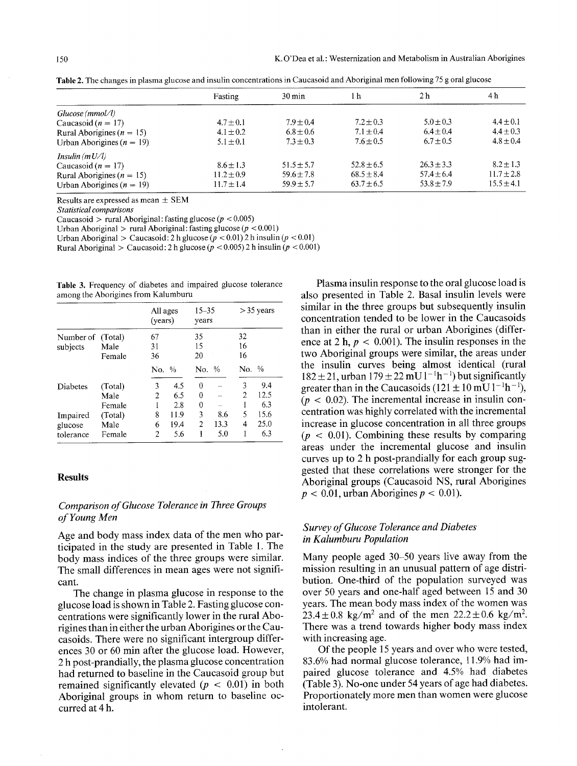**Table 2.** The changes in plasma glucose and insulin concentrations in Caucasoid and Aboriginal men following 75 g oral glucose

| | Fasting | 30 min | 1 h | 2 h | 4 h |
|---|---|---|---|---|---|
| *Glucose (mmol/l)* | | | | | |
| Caucasoid ($n$ = 17) | 4.7±0.1 | 7.9±0.4 | 7.2±0.3 | 5.0±0.3 | 4.4±0.1 |
| Rural Aborigines ($n$ = 15) | 4.1±0.2 | 6.8±0.6 | 7.1±0.4 | 6.4±0.4 | 4.4±0.3 |
| Urban Aborigines ($n$ = 19) | 5.1±0.1 | 7.3±0.3 | 7.6±0.5 | 6.7±0.5 | 4.8±0.4 |
| *Insulin (mU/l)* | | | | | |
| Caucasoid ($n$ = 17) | 8.6±1.3 | 51.5±5.7 | 52.8±6.5 | 26.3±3.3 | 8.2±1.3 |
| Rural Aborigines ($n$ = 15) | 11.2±0.9 | 59.6±7.8 | 68.5±8.4 | 57.4±6.4 | 11.7±2.8 |
| Urban Aborigines ($n$ = 19) | 11.7±1.4 | 59.9±5.7 | 63.7±6.5 | 53.8±7.9 | 15.5±4.1 |

Results are expressed as mean ± SEM

*Statistical comparisons*

Caucasoid > rural Aboriginal: fasting glucose ($p < 0.005$)

Urban Aboriginal > rural Aboriginal: fasting glucose ($p < 0.001$)

Urban Aboriginal > Caucasoid: 2 h glucose ($p < 0.01$) 2 h insulin ($p < 0.01$)

Rural Aboriginal > Caucasoid: 2 h glucose ($p < 0.005$) 2 h insulin ($p < 0.001$)

**Table 3.** Frequency of diabetes and impaired glucose tolerance among the Aborigines from Kalumburu

| | | All ages (years) | | 15–35 years | | > 35 years | |
|---|---|---|---|---|---|---|---|
| Number of subjects | (Total) | 67 | | 35 | | 32 | |
| | Male | 31 | | 15 | | 16 | |
| | Female | 36 | | 20 | | 16 | |
| | | No. | % | No. | % | No. | % |
| Diabetes | (Total) | 3 | 4.5 | 0 | – | 3 | 9.4 |
| | Male | 2 | 6.5 | 0 | – | 2 | 12.5 |
| | Female | 1 | 2.8 | 0 | – | 1 | 6.3 |
| Impaired glucose tolerance | (Total) | 8 | 11.9 | 3 | 8.6 | 5 | 15.6 |
| | Male | 6 | 19.4 | 2 | 13.3 | 4 | 25.0 |
| | Female | 2 | 5.6 | 1 | 5.0 | 1 | 6.3 |

## Results

### *Comparison of Glucose Tolerance in Three Groups of Young Men*

Age and body mass index data of the men who participated in the study are presented in Table 1. The body mass indices of the three groups were similar. The small differences in mean ages were not significant.

The change in plasma glucose in response to the glucose load is shown in Table 2. Fasting glucose concentrations were significantly lower in the rural Aborigines than in either the urban Aborigines or the Caucasoids. There were no significant intergroup differences 30 or 60 min after the glucose load. However, 2 h post-prandially, the plasma glucose concentration had returned to baseline in the Caucasoid group but remained significantly elevated ($p < 0.01$) in both Aboriginal groups in whom return to baseline occurred at 4 h.

Plasma insulin response to the oral glucose load is also presented in Table 2. Basal insulin levels were similar in the three groups but subsequently insulin concentration tended to be lower in the Caucasoids than in either the rural or urban Aborigines (difference at 2 h, $p < 0.001$). The insulin responses in the two Aboriginal groups were similar, the areas under the insulin curves being almost identical (rural 182±21, urban 179±22 mU $l^{-1}h^{-1}$) but significantly greater than in the Caucasoids (121±10 mU $l^{-1}h^{-1}$), ($p < 0.02$). The incremental increase in insulin concentration was highly correlated with the incremental increase in glucose concentration in all three groups ($p < 0.01$). Combining these results by comparing areas under the incremental glucose and insulin curves up to 2 h post-prandially for each group suggested that these correlations were stronger for the Aboriginal groups (Caucasoid NS, rural Aborigines $p < 0.01$, urban Aborigines $p < 0.01$).

### *Survey of Glucose Tolerance and Diabetes in Kalumburu Population*

Many people aged 30–50 years live away from the mission resulting in an unusual pattern of age distribution. One-third of the population surveyed was over 50 years and one-half aged between 15 and 30 years. The mean body mass index of the women was 23.4±0.8 kg/m$^2$ and of the men 22.2±0.6 kg/m$^2$. There was a trend towards higher body mass index with increasing age.

Of the people 15 years and over who were tested, 83.6% had normal glucose tolerance, 11.9% had impaired glucose tolerance and 4.5% had diabetes (Table 3). No-one under 54 years of age had diabetes. Proportionately more men than women were glucose intolerant.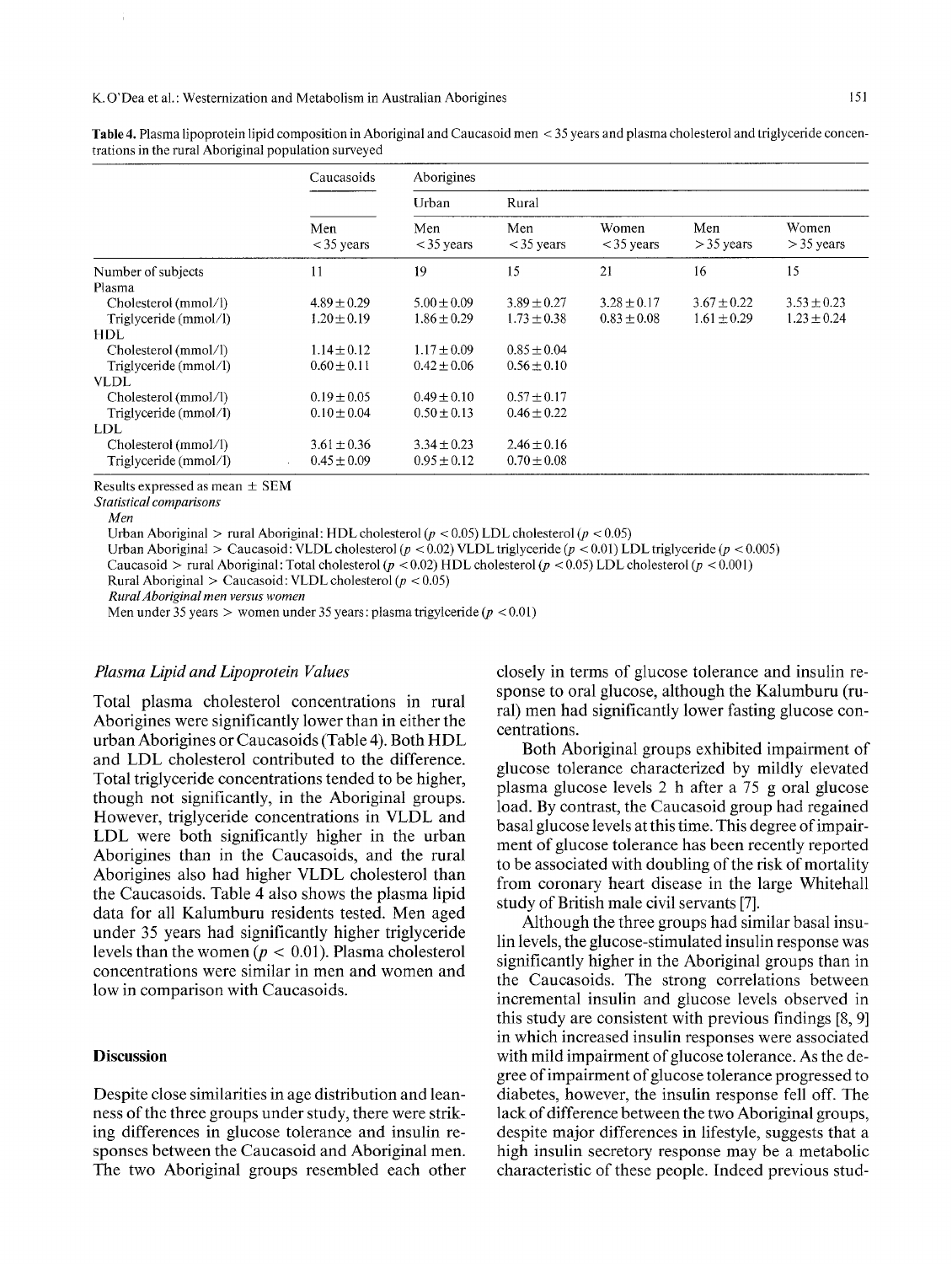**Table 4.** Plasma lipoprotein lipid composition in Aboriginal and Caucasoid men < 35 years and plasma cholesterol and triglyceride concentrations in the rural Aboriginal population surveyed

| | Caucasoids | Aborigines | | | | |
|---|---|---|---|---|---|---|
| | | Urban | Rural | | | |
| | Men < 35 years | Men < 35 years | Men < 35 years | Women < 35 years | Men > 35 years | Women > 35 years |
| Number of subjects | 11 | 19 | 15 | 21 | 16 | 15 |
| Plasma | | | | | | |
| Cholesterol (mmol/l) | 4.89 ± 0.29 | 5.00 ± 0.09 | 3.89 ± 0.27 | 3.28 ± 0.17 | 3.67 ± 0.22 | 3.53 ± 0.23 |
| Triglyceride (mmol/l) | 1.20 ± 0.19 | 1.86 ± 0.29 | 1.73 ± 0.38 | 0.83 ± 0.08 | 1.61 ± 0.29 | 1.23 ± 0.24 |
| HDL | | | | | | |
| Cholesterol (mmol/l) | 1.14 ± 0.12 | 1.17 ± 0.09 | 0.85 ± 0.04 | | | |
| Triglyceride (mmol/l) | 0.60 ± 0.11 | 0.42 ± 0.06 | 0.56 ± 0.10 | | | |
| VLDL | | | | | | |
| Cholesterol (mmol/l) | 0.19 ± 0.05 | 0.49 ± 0.10 | 0.57 ± 0.17 | | | |
| Triglyceride (mmol/l) | 0.10 ± 0.04 | 0.50 ± 0.13 | 0.46 ± 0.22 | | | |
| LDL | | | | | | |
| Cholesterol (mmol/l) | 3.61 ± 0.36 | 3.34 ± 0.23 | 2.46 ± 0.16 | | | |
| Triglyceride (mmol/l) | 0.45 ± 0.09 | 0.95 ± 0.12 | 0.70 ± 0.08 | | | |

Results expressed as mean ± SEM

*Statistical comparisons*

*Men*

Urban Aboriginal > rural Aboriginal: HDL cholesterol ($p < 0.05$) LDL cholesterol ($p < 0.05$)

Urban Aboriginal > Caucasoid: VLDL cholesterol ($p < 0.02$) VLDL triglyceride ($p < 0.01$) LDL triglyceride ($p < 0.005$)

Caucasoid > rural Aboriginal: Total cholesterol ($p < 0.02$) HDL cholesterol ($p < 0.05$) LDL cholesterol ($p < 0.001$)

Rural Aboriginal > Caucasoid: VLDL cholesterol ($p < 0.05$)

*Rural Aboriginal men versus women*

Men under 35 years > women under 35 years: plasma trigylceride ($p < 0.01$)

### Plasma Lipid and Lipoprotein Values

Total plasma cholesterol concentrations in rural Aborigines were significantly lower than in either the urban Aborigines or Caucasoids (Table 4). Both HDL and LDL cholesterol contributed to the difference. Total triglyceride concentrations tended to be higher, though not significantly, in the Aboriginal groups. However, triglyceride concentrations in VLDL and LDL were both significantly higher in the urban Aborigines than in the Caucasoids, and the rural Aborigines also had higher VLDL cholesterol than the Caucasoids. Table 4 also shows the plasma lipid data for all Kalumburu residents tested. Men aged under 35 years had significantly higher triglyceride levels than the women ($p < 0.01$). Plasma cholesterol concentrations were similar in men and women and low in comparison with Caucasoids.

## Discussion

Despite close similarities in age distribution and leanness of the three groups under study, there were striking differences in glucose tolerance and insulin responses between the Caucasoid and Aboriginal men. The two Aboriginal groups resembled each other closely in terms of glucose tolerance and insulin response to oral glucose, although the Kalumburu (rural) men had significantly lower fasting glucose concentrations.

Both Aboriginal groups exhibited impairment of glucose tolerance characterized by mildly elevated plasma glucose levels 2 h after a 75 g oral glucose load. By contrast, the Caucasoid group had regained basal glucose levels at this time. This degree of impairment of glucose tolerance has been recently reported to be associated with doubling of the risk of mortality from coronary heart disease in the large Whitehall study of British male civil servants [7].

Although the three groups had similar basal insulin levels, the glucose-stimulated insulin response was significantly higher in the Aboriginal groups than in the Caucasoids. The strong correlations between incremental insulin and glucose levels observed in this study are consistent with previous findings [8, 9] in which increased insulin responses were associated with mild impairment of glucose tolerance. As the degree of impairment of glucose tolerance progressed to diabetes, however, the insulin response fell off. The lack of difference between the two Aboriginal groups, despite major differences in lifestyle, suggests that a high insulin secretory response may be a metabolic characteristic of these people. Indeed previous stud-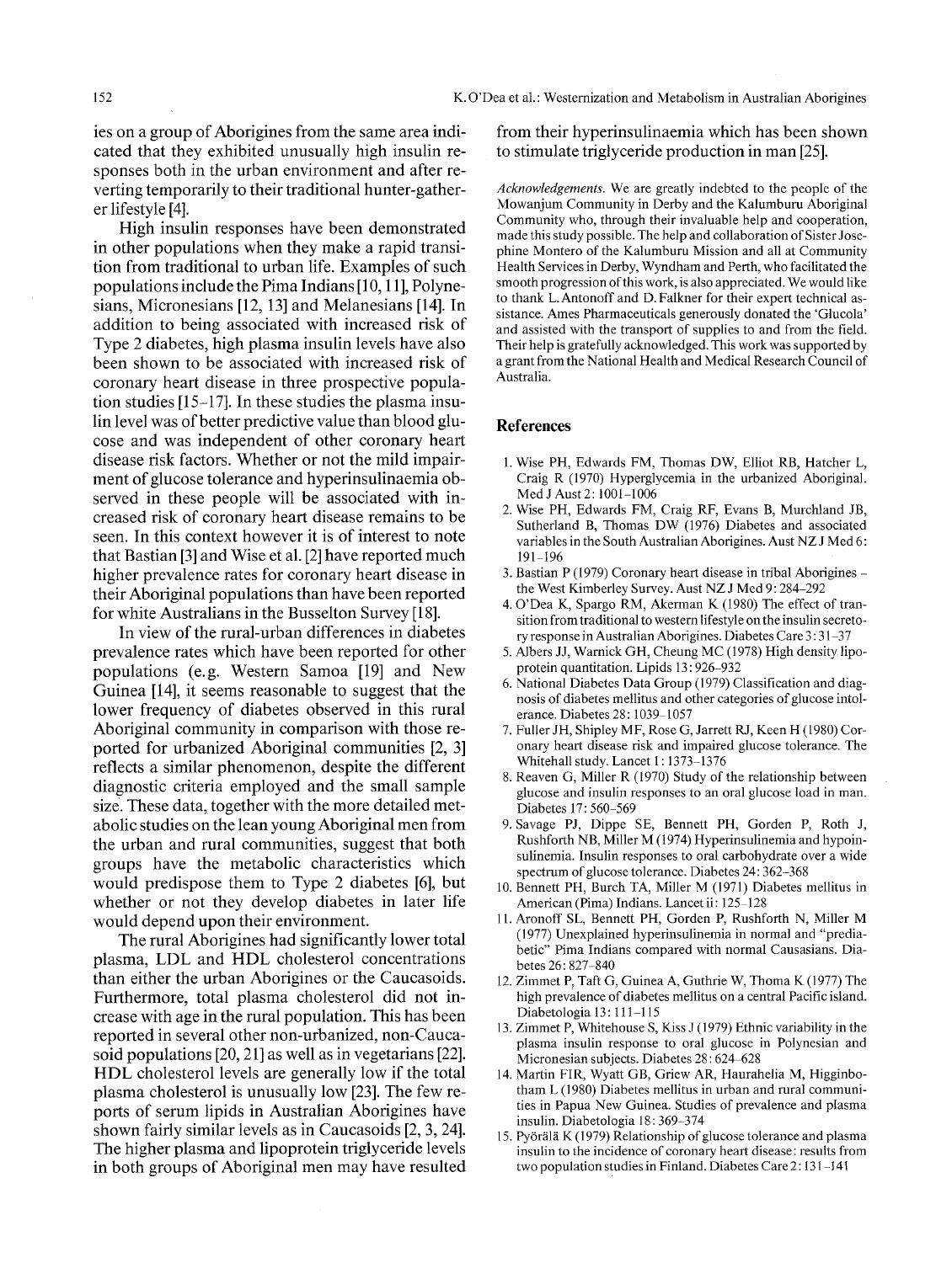ies on a group of Aborigines from the same area indicated that they exhibited unusually high insulin responses both in the urban environment and after reverting temporarily to their traditional hunter-gatherer lifestyle [4].

High insulin responses have been demonstrated in other populations when they make a rapid transition from traditional to urban life. Examples of such populations include the Pima Indians [10, 11], Polynesians, Micronesians [12, 13] and Melanesians [14]. In addition to being associated with increased risk of Type 2 diabetes, high plasma insulin levels have also been shown to be associated with increased risk of coronary heart disease in three prospective population studies [15–17]. In these studies the plasma insulin level was of better predictive value than blood glucose and was independent of other coronary heart disease risk factors. Whether or not the mild impairment of glucose tolerance and hyperinsulinaemia observed in these people will be associated with increased risk of coronary heart disease remains to be seen. In this context however it is of interest to note that Bastian [3] and Wise et al. [2] have reported much higher prevalence rates for coronary heart disease in their Aboriginal populations than have been reported for white Australians in the Busselton Survey [18].

In view of the rural-urban differences in diabetes prevalence rates which have been reported for other populations (e.g. Western Samoa [19] and New Guinea [14], it seems reasonable to suggest that the lower frequency of diabetes observed in this rural Aboriginal community in comparison with those reported for urbanized Aboriginal communities [2, 3] reflects a similar phenomenon, despite the different diagnostic criteria employed and the small sample size. These data, together with the more detailed metabolic studies on the lean young Aboriginal men from the urban and rural communities, suggest that both groups have the metabolic characteristics which would predispose them to Type 2 diabetes [6], but whether or not they develop diabetes in later life would depend upon their environment.

The rural Aborigines had significantly lower total plasma, LDL and HDL cholesterol concentrations than either the urban Aborigines or the Caucasoids. Furthermore, total plasma cholesterol did not increase with age in the rural population. This has been reported in several other non-urbanized, non-Caucasoid populations [20, 21] as well as in vegetarians [22]. HDL cholesterol levels are generally low if the total plasma cholesterol is unusually low [23]. The few reports of serum lipids in Australian Aborigines have shown fairly similar levels as in Caucasoids [2, 3, 24]. The higher plasma and lipoprotein triglyceride levels in both groups of Aboriginal men may have resulted from their hyperinsulinaemia which has been shown to stimulate triglyceride production in man [25].

*Acknowledgements.* We are greatly indebted to the people of the Mowanjum Community in Derby and the Kalumburu Aboriginal Community who, through their invaluable help and cooperation, made this study possible. The help and collaboration of Sister Josephine Montero of the Kalumburu Mission and all at Community Health Services in Derby, Wyndham and Perth, who facilitated the smooth progression of this work, is also appreciated. We would like to thank L. Antonoff and D. Falkner for their expert technical assistance. Ames Pharmaceuticals generously donated the 'Glucola' and assisted with the transport of supplies to and from the field. Their help is gratefully acknowledged. This work was supported by a grant from the National Health and Medical Research Council of Australia.

## References

1. Wise PH, Edwards FM, Thomas DW, Elliot RB, Hatcher L, Craig R (1970) Hyperglycemia in the urbanized Aboriginal. Med J Aust 2: 1001–1006
2. Wise PH, Edwards FM, Craig RF, Evans B, Murchland JB, Sutherland B, Thomas DW (1976) Diabetes and associated variables in the South Australian Aborigines. Aust NZ J Med 6: 191–196
3. Bastian P (1979) Coronary heart disease in tribal Aborigines – the West Kimberley Survey. Aust NZ J Med 9: 284–292
4. O'Dea K, Spargo RM, Akerman K (1980) The effect of transition from traditional to western lifestyle on the insulin secretory response in Australian Aborigines. Diabetes Care 3: 31–37
5. Albers JJ, Warnick GH, Cheung MC (1978) High density lipoprotein quantitation. Lipids 13: 926–932
6. National Diabetes Data Group (1979) Classification and diagnosis of diabetes mellitus and other categories of glucose intolerance. Diabetes 28: 1039–1057
7. Fuller JH, Shipley MF, Rose G, Jarrett RJ, Keen H (1980) Coronary heart disease risk and impaired glucose tolerance. The Whitehall study. Lancet 1: 1373–1376
8. Reaven G, Miller R (1970) Study of the relationship between glucose and insulin responses to an oral glucose load in man. Diabetes 17: 560–569
9. Savage PJ, Dippe SE, Bennett PH, Gorden P, Roth J, Rushforth NB, Miller M (1974) Hyperinsulinemia and hypoinsulinemia. Insulin responses to oral carbohydrate over a wide spectrum of glucose tolerance. Diabetes 24: 362–368
10. Bennett PH, Burch TA, Miller M (1971) Diabetes mellitus in American (Pima) Indians. Lancet ii: 125–128
11. Aronoff SL, Bennett PH, Gorden P, Rushforth N, Miller M (1977) Unexplained hyperinsulinemia in normal and "prediabetic" Pima Indians compared with normal Causasians. Diabetes 26: 827–840
12. Zimmet P, Taft G, Guinea A, Guthrie W, Thoma K (1977) The high prevalence of diabetes mellitus on a central Pacific island. Diabetologia 13: 111–115
13. Zimmet P, Whitehouse S, Kiss J (1979) Ethnic variability in the plasma insulin response to oral glucose in Polynesian and Micronesian subjects. Diabetes 28: 624–628
14. Martin FIR, Wyatt GB, Griew AR, Haurahelia M, Higginbotham L (1980) Diabetes mellitus in urban and rural communities in Papua New Guinea. Studies of prevalence and plasma insulin. Diabetologia 18: 369–374
15. Pyörälä K (1979) Relationship of glucose tolerance and plasma insulin to the incidence of coronary heart disease: results from two population studies in Finland. Diabetes Care 2: 131–141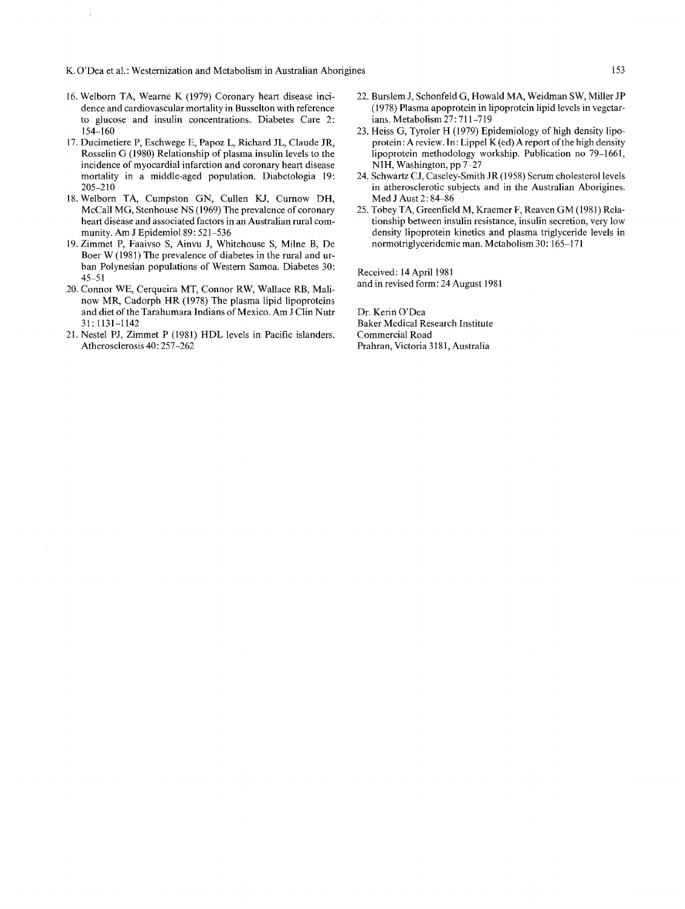16. Welborn TA, Wearne K (1979) Coronary heart disease incidence and cardiovascular mortality in Busselton with reference to glucose and insulin concentrations. Diabetes Care 2: 154–160
17. Ducimetiere P, Eschwege E, Papoz L, Richard JL, Claude JR, Rosselin G (1980) Relationship of plasma insulin levels to the incidence of myocardial infarction and coronary heart disease mortality in a middle-aged population. Diabetologia 19: 205–210
18. Welborn TA, Cumpston GN, Cullen KJ, Curnow DH, McCall MG, Stenhouse NS (1969) The prevalence of coronary heart disease and associated factors in an Australian rural community. Am J Epidemiol 89: 521–536
19. Zimmet P, Faaivso S, Ainvu J, Whitehouse S, Milne B, De Boer W (1981) The prevalence of diabetes in the rural and urban Polynesian populations of Western Samoa. Diabetes 30: 45–51
20. Connor WE, Cerqueira MT, Connor RW, Wallace RB, Malinow MR, Cadorph HR (1978) The plasma lipid lipoproteins and diet of the Tarahumara Indians of Mexico. Am J Clin Nutr 31: 1131–1142
21. Nestel PJ, Zimmet P (1981) HDL levels in Pacific islanders. Atherosclerosis 40: 257–262
22. Burslem J, Schonfeld G, Howald MA, Weidman SW, Miller JP (1978) Plasma apoprotein in lipoprotein lipid levels in vegetarians. Metabolism 27: 711–719
23. Heiss G, Tyroler H (1979) Epidemiology of high density lipoprotein: A review. In: Lippel K (ed) A report of the high density lipoprotein methodology workship. Publication no 79–1661, NIH, Washington, pp 7–27
24. Schwartz CJ, Caseley-Smith JR (1958) Serum cholesterol levels in atherosclerotic subjects and in the Australian Aborigines. Med J Aust 2: 84–86
25. Tobey TA, Greenfield M, Kraemer F, Reaven GM (1981) Relationship between insulin resistance, insulin secretion, very low density lipoprotein kinetics and plasma triglyceride levels in normotriglyceridemic man. Metabolism 30: 165–171

Received: 14 April 1981
and in revised form: 24 August 1981

Dr. Kerin O'Dea
Baker Medical Research Institute
Commercial Road
Prahran, Victoria 3181, Australia